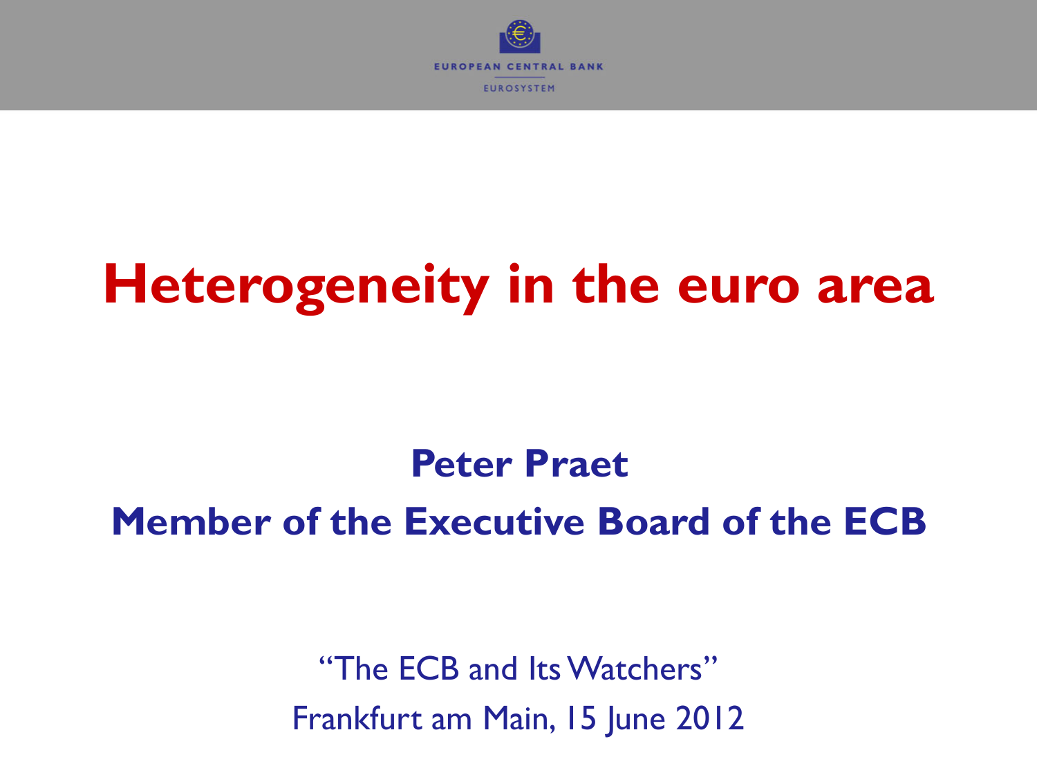EUROPEAN CENTRAL BANK

EUROSYSTEM

# Heterogeneity in the euro area

**Peter Praet**

**Member of the Executive Board of the ECB**

"The ECB and Its Watchers"

Frankfurt am Main, 15 June 2012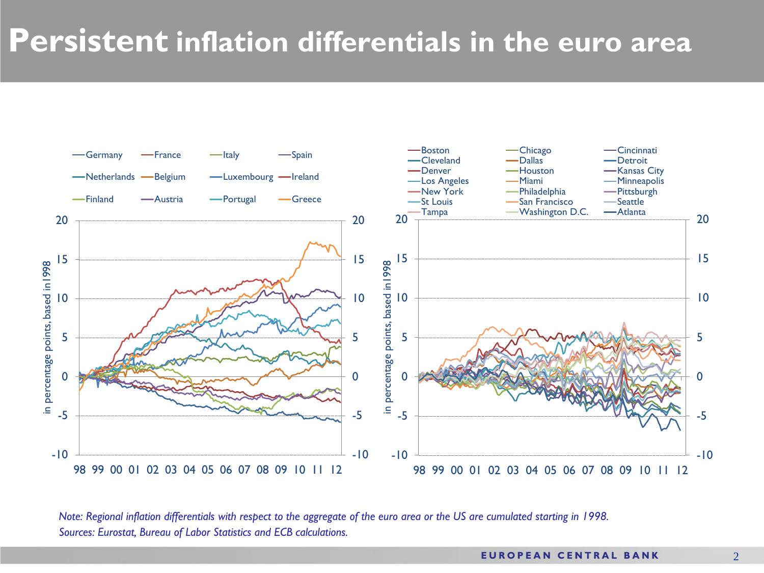# Persistent inflation differentials in the euro area

*Note: Regional inflation differentials with respect to the aggregate of the euro area or the US are cumulated starting in 1998.*
*Sources: Eurostat, Bureau of Labor Statistics and ECB calculations.*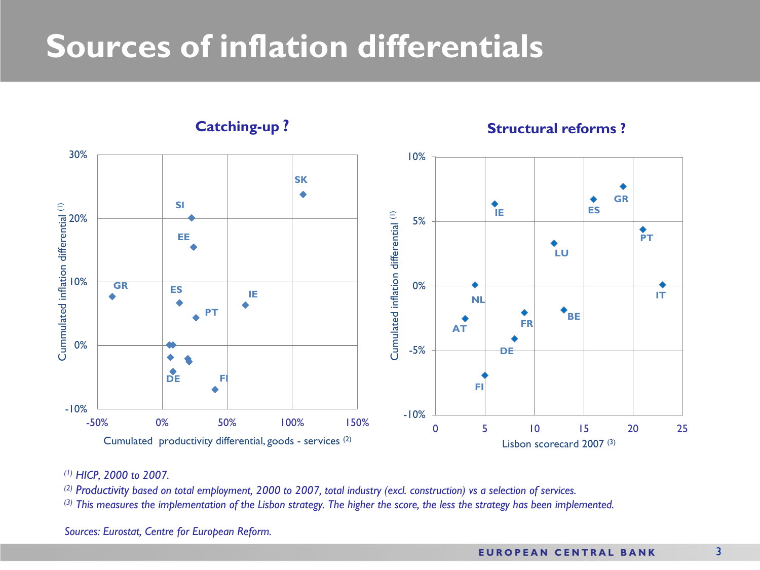# Sources of inflation differentials

**Catching-up ?**

Cummulated inflation differential (1)

Cumulated productivity differential, goods - services (2)

**Structural reforms ?**

Cumulated inflation differential (1)

Lisbon scorecard 2007 (3)

*(1) HICP, 2000 to 2007.*

*(2) Productivity based on total employment, 2000 to 2007, total industry (excl. construction) vs a selection of services.*

*(3) This measures the implementation of the Lisbon strategy. The higher the score, the less the strategy has been implemented.*

*Sources: Eurostat, Centre for European Reform.*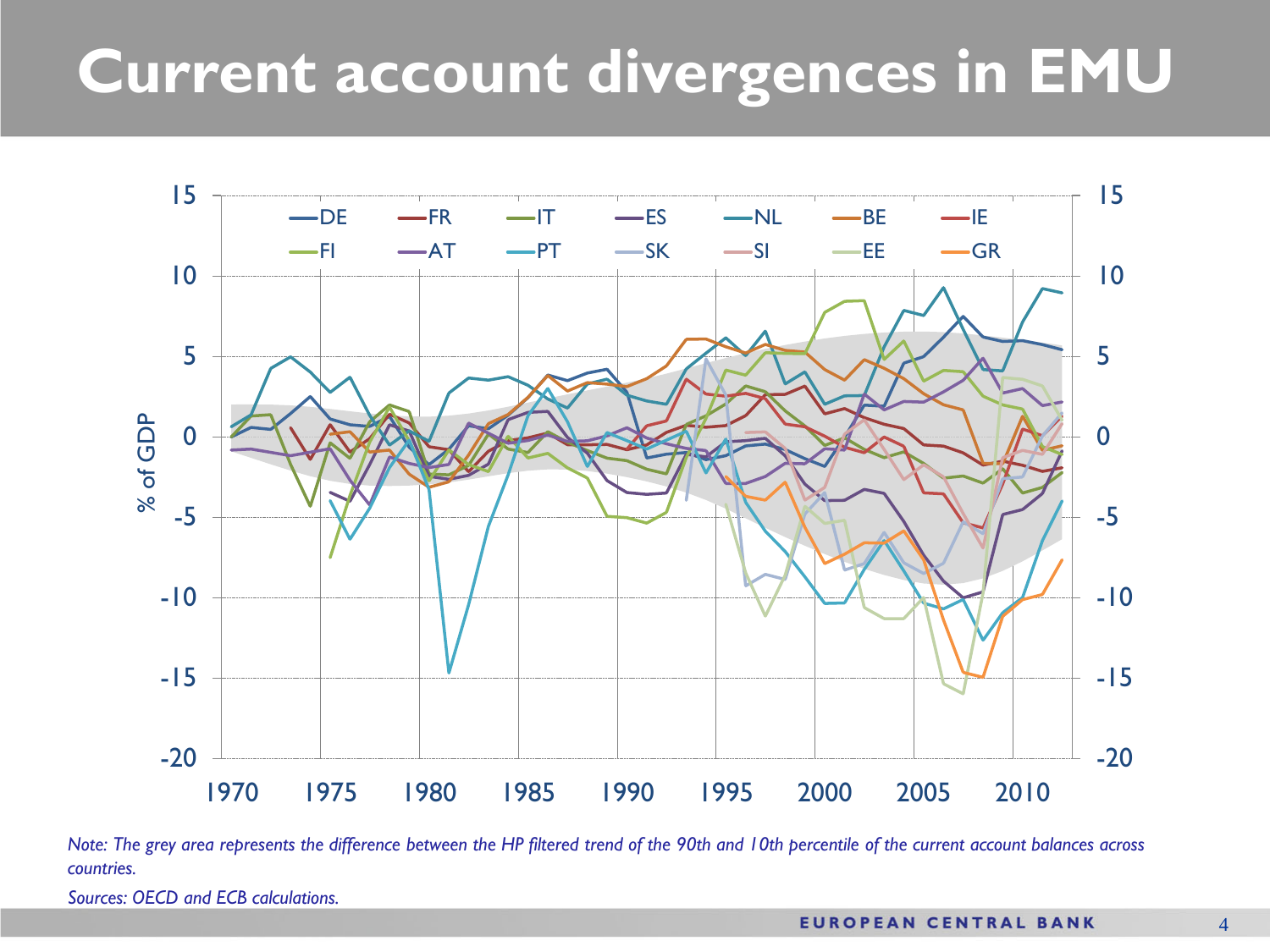# Current account divergences in EMU

*Note: The grey area represents the difference between the HP filtered trend of the 90th and 10th percentile of the current account balances across countries.*

*Sources: OECD and ECB calculations.*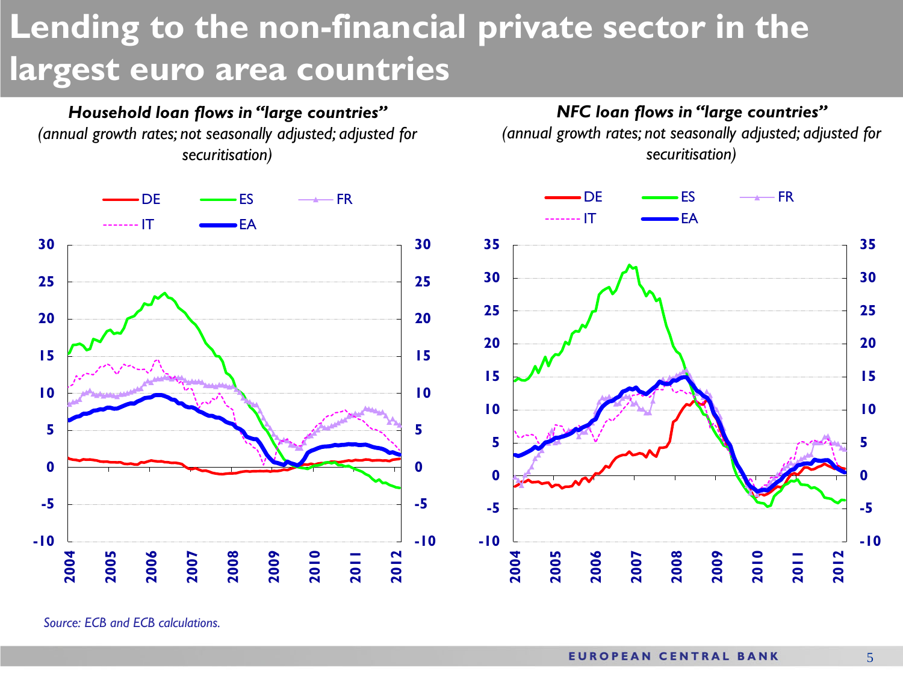# Lending to the non-financial private sector in the largest euro area countries

***Household loan flows in "large countries"***
*(annual growth rates; not seasonally adjusted; adjusted for securitisation)*

***NFC loan flows in "large countries"***
*(annual growth rates; not seasonally adjusted; adjusted for securitisation)*

*Source: ECB and ECB calculations.*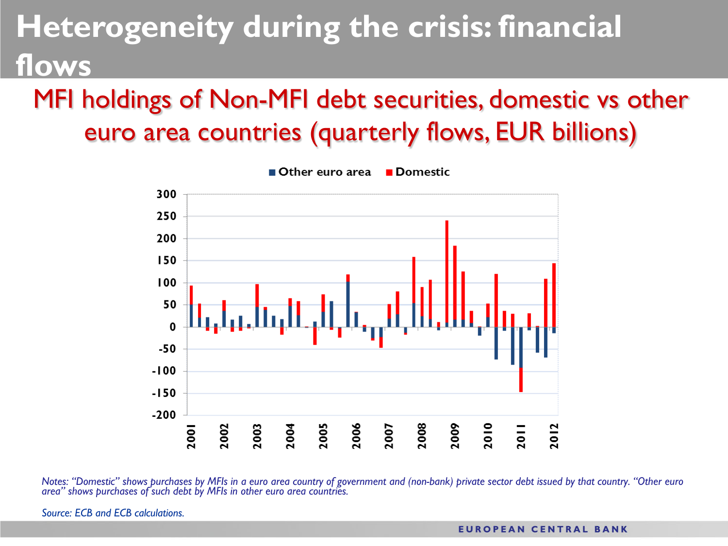# Heterogeneity during the crisis: financial flows

## MFI holdings of Non-MFI debt securities, domestic vs other euro area countries (quarterly flows, EUR billions)

*Notes: "Domestic" shows purchases by MFIs in a euro area country of government and (non-bank) private sector debt issued by that country. "Other euro area" shows purchases of such debt by MFIs in other euro area countries.*

*Source: ECB and ECB calculations.*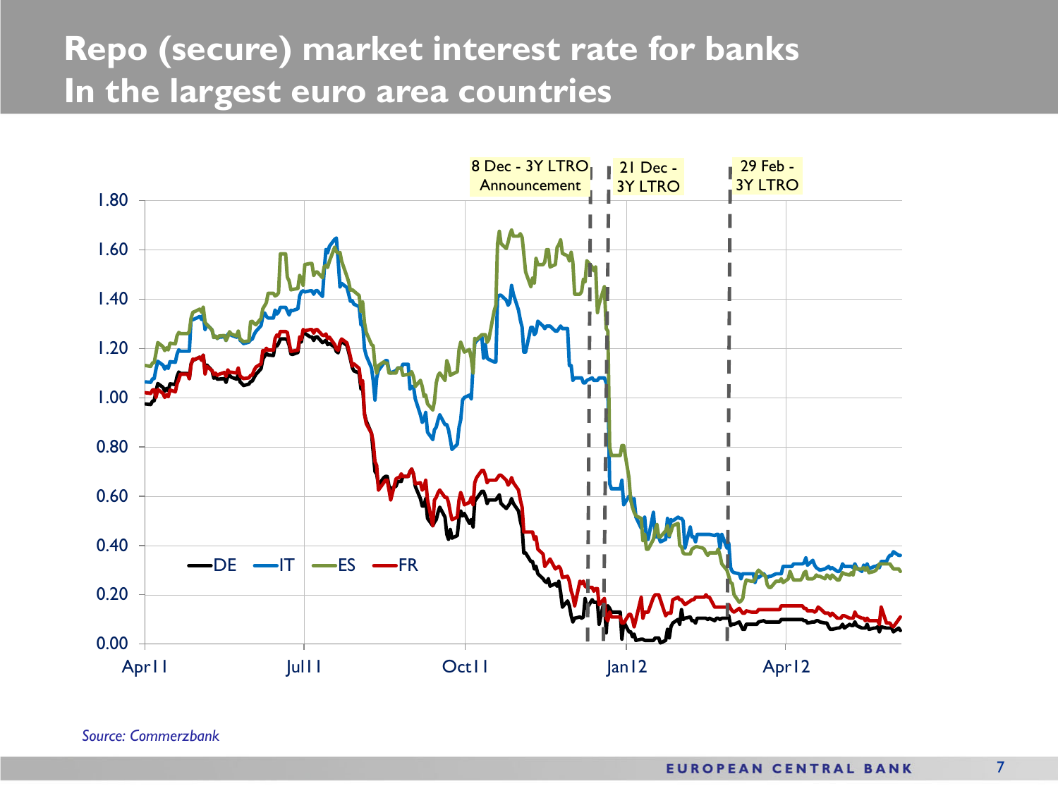# Repo (secure) market interest rate for banks In the largest euro area countries

8 Dec - 3Y LTRO Announcement

21 Dec - 3Y LTRO

29 Feb - 3Y LTRO

DE IT ES FR

*Source: Commerzbank*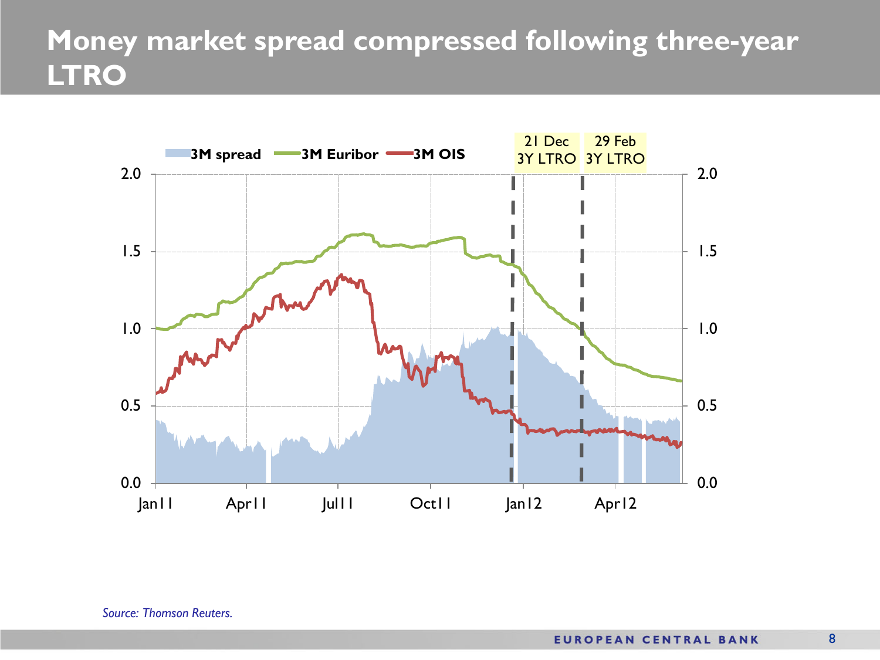# Money market spread compressed following three-year LTRO

Source: Thomson Reuters.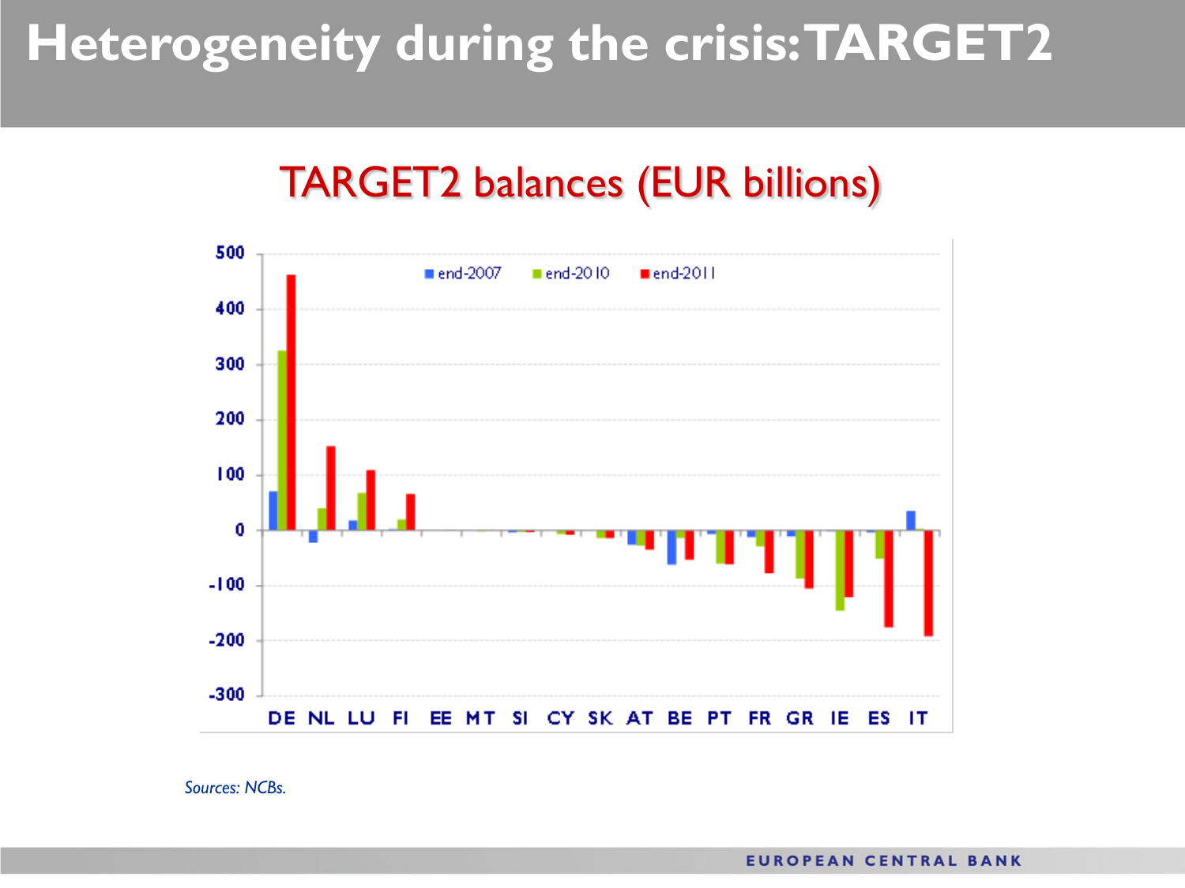# Heterogeneity during the crisis: TARGET2

## TARGET2 balances (EUR billions)

*Sources: NCBs.*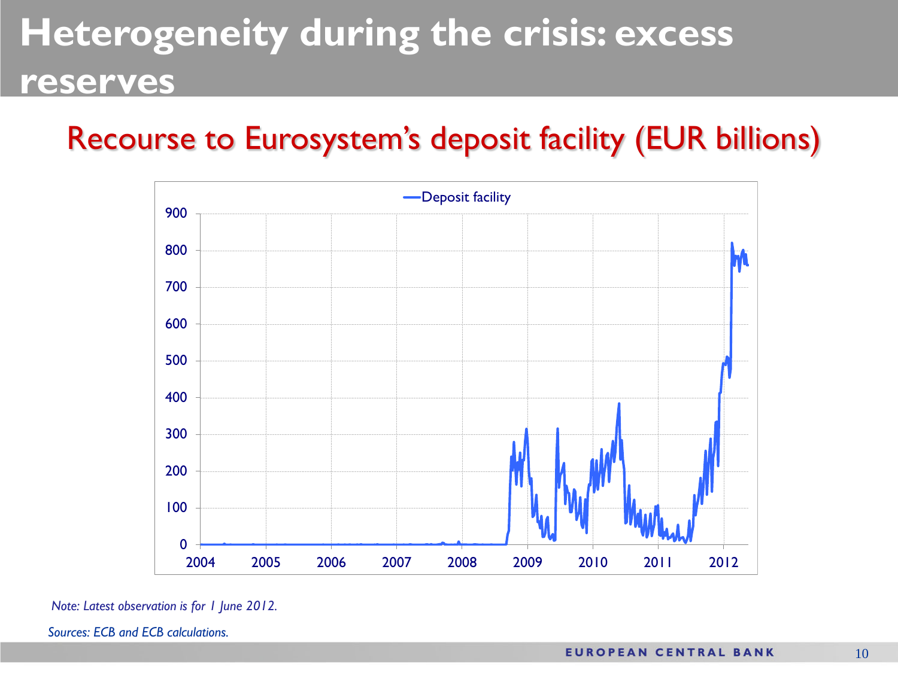# Heterogeneity during the crisis: excess reserves

## Recourse to Eurosystem's deposit facility (EUR billions)

Deposit facility

900
800
700
600
500
400
300
200
100
0

2004 2005 2006 2007 2008 2009 2010 2011 2012

*Note: Latest observation is for 1 June 2012.*

*Sources: ECB and ECB calculations.*

EUROPEAN CENTRAL BANK